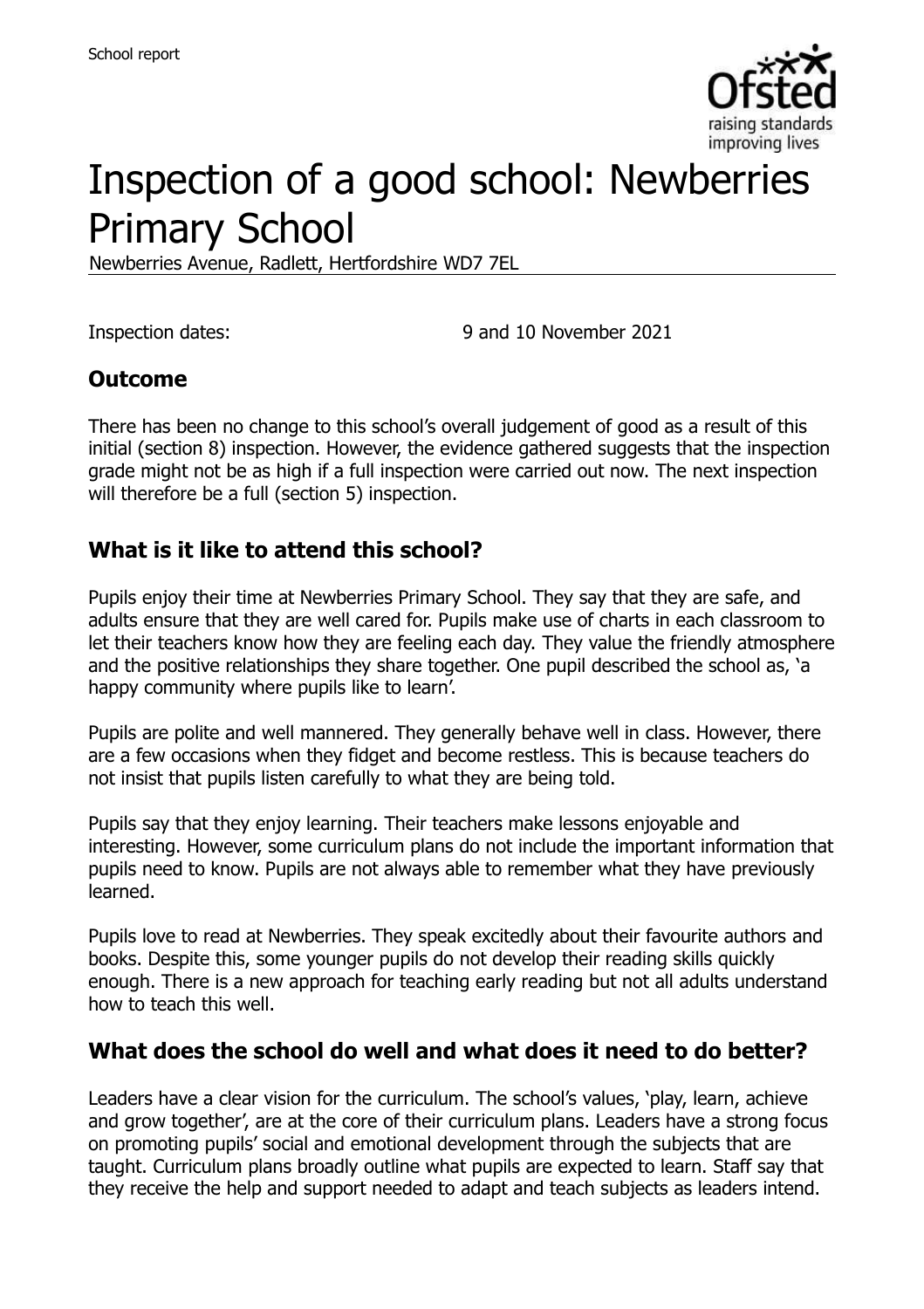# Inspection of a good school: Newberries Primary School

Newberries Avenue, Radlett, Hertfordshire WD7 7EL

Inspection dates: 9 and 10 November 2021

## Outcome

There has been no change to this school's overall judgement of good as a result of this initial (section 8) inspection. However, the evidence gathered suggests that the inspection grade might not be as high if a full inspection were carried out now. The next inspection will therefore be a full (section 5) inspection.

## What is it like to attend this school?

Pupils enjoy their time at Newberries Primary School. They say that they are safe, and adults ensure that they are well cared for. Pupils make use of charts in each classroom to let their teachers know how they are feeling each day. They value the friendly atmosphere and the positive relationships they share together. One pupil described the school as, 'a happy community where pupils like to learn'.

Pupils are polite and well mannered. They generally behave well in class. However, there are a few occasions when they fidget and become restless. This is because teachers do not insist that pupils listen carefully to what they are being told.

Pupils say that they enjoy learning. Their teachers make lessons enjoyable and interesting. However, some curriculum plans do not include the important information that pupils need to know. Pupils are not always able to remember what they have previously learned.

Pupils love to read at Newberries. They speak excitedly about their favourite authors and books. Despite this, some younger pupils do not develop their reading skills quickly enough. There is a new approach for teaching early reading but not all adults understand how to teach this well.

## What does the school do well and what does it need to do better?

Leaders have a clear vision for the curriculum. The school's values, 'play, learn, achieve and grow together', are at the core of their curriculum plans. Leaders have a strong focus on promoting pupils' social and emotional development through the subjects that are taught. Curriculum plans broadly outline what pupils are expected to learn. Staff say that they receive the help and support needed to adapt and teach subjects as leaders intend.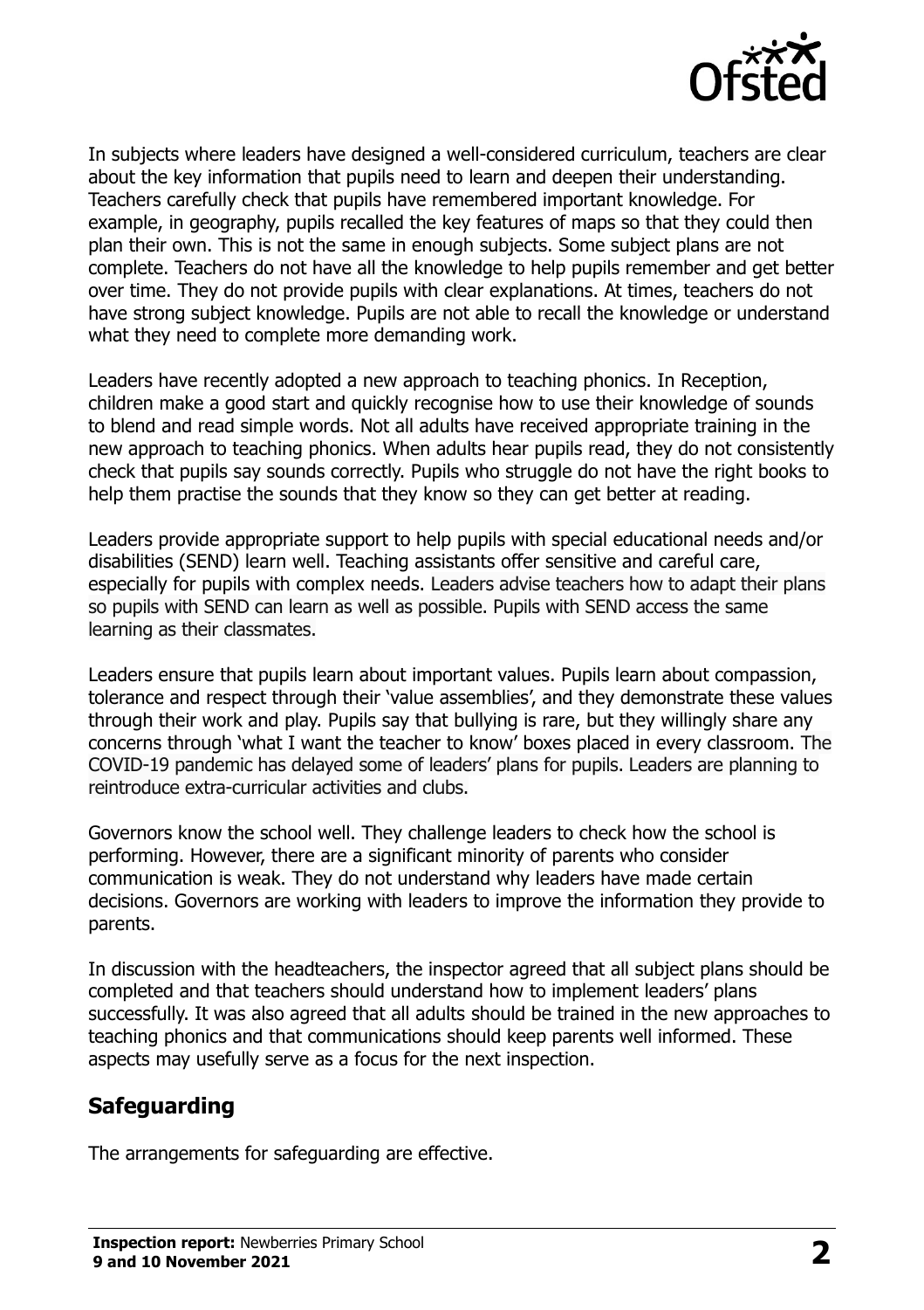In subjects where leaders have designed a well-considered curriculum, teachers are clear about the key information that pupils need to learn and deepen their understanding. Teachers carefully check that pupils have remembered important knowledge. For example, in geography, pupils recalled the key features of maps so that they could then plan their own. This is not the same in enough subjects. Some subject plans are not complete. Teachers do not have all the knowledge to help pupils remember and get better over time. They do not provide pupils with clear explanations. At times, teachers do not have strong subject knowledge. Pupils are not able to recall the knowledge or understand what they need to complete more demanding work.

Leaders have recently adopted a new approach to teaching phonics. In Reception, children make a good start and quickly recognise how to use their knowledge of sounds to blend and read simple words. Not all adults have received appropriate training in the new approach to teaching phonics. When adults hear pupils read, they do not consistently check that pupils say sounds correctly. Pupils who struggle do not have the right books to help them practise the sounds that they know so they can get better at reading.

Leaders provide appropriate support to help pupils with special educational needs and/or disabilities (SEND) learn well. Teaching assistants offer sensitive and careful care, especially for pupils with complex needs. Leaders advise teachers how to adapt their plans so pupils with SEND can learn as well as possible. Pupils with SEND access the same learning as their classmates.

Leaders ensure that pupils learn about important values. Pupils learn about compassion, tolerance and respect through their 'value assemblies', and they demonstrate these values through their work and play. Pupils say that bullying is rare, but they willingly share any concerns through 'what I want the teacher to know' boxes placed in every classroom. The COVID-19 pandemic has delayed some of leaders' plans for pupils. Leaders are planning to reintroduce extra-curricular activities and clubs.

Governors know the school well. They challenge leaders to check how the school is performing. However, there are a significant minority of parents who consider communication is weak. They do not understand why leaders have made certain decisions. Governors are working with leaders to improve the information they provide to parents.

In discussion with the headteachers, the inspector agreed that all subject plans should be completed and that teachers should understand how to implement leaders' plans successfully. It was also agreed that all adults should be trained in the new approaches to teaching phonics and that communications should keep parents well informed. These aspects may usefully serve as a focus for the next inspection.

## Safeguarding

The arrangements for safeguarding are effective.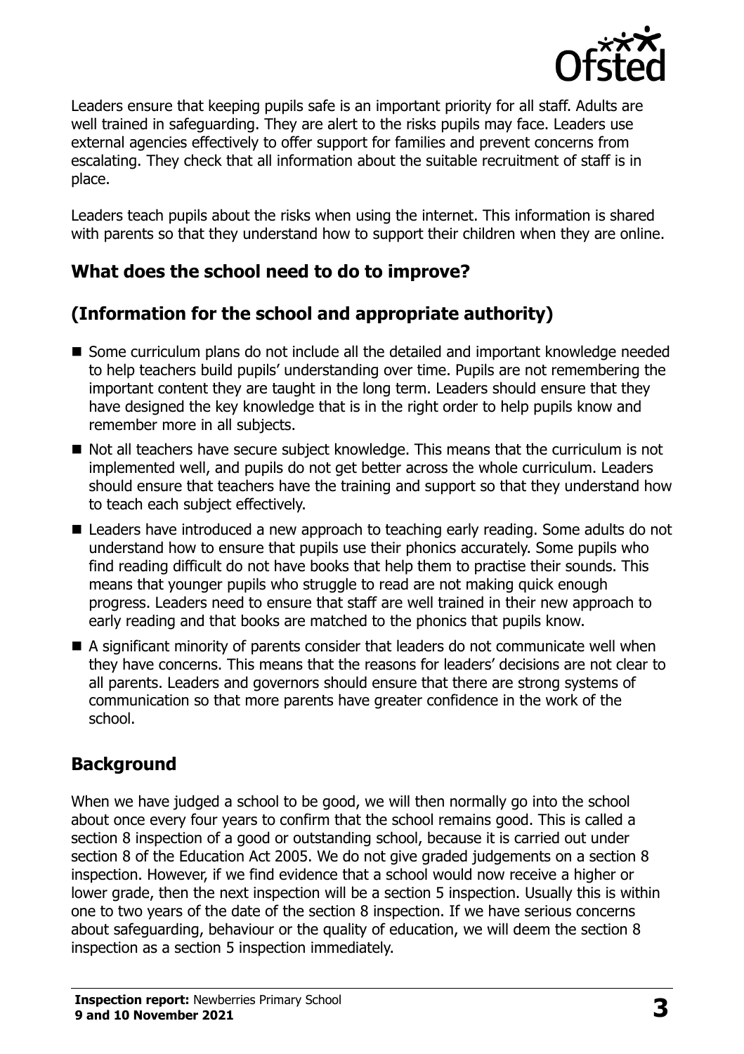Leaders ensure that keeping pupils safe is an important priority for all staff. Adults are well trained in safeguarding. They are alert to the risks pupils may face. Leaders use external agencies effectively to offer support for families and prevent concerns from escalating. They check that all information about the suitable recruitment of staff is in place.

Leaders teach pupils about the risks when using the internet. This information is shared with parents so that they understand how to support their children when they are online.

## What does the school need to do to improve?

## (Information for the school and appropriate authority)

- Some curriculum plans do not include all the detailed and important knowledge needed to help teachers build pupils' understanding over time. Pupils are not remembering the important content they are taught in the long term. Leaders should ensure that they have designed the key knowledge that is in the right order to help pupils know and remember more in all subjects.
- Not all teachers have secure subject knowledge. This means that the curriculum is not implemented well, and pupils do not get better across the whole curriculum. Leaders should ensure that teachers have the training and support so that they understand how to teach each subject effectively.
- Leaders have introduced a new approach to teaching early reading. Some adults do not understand how to ensure that pupils use their phonics accurately. Some pupils who find reading difficult do not have books that help them to practise their sounds. This means that younger pupils who struggle to read are not making quick enough progress. Leaders need to ensure that staff are well trained in their new approach to early reading and that books are matched to the phonics that pupils know.
- A significant minority of parents consider that leaders do not communicate well when they have concerns. This means that the reasons for leaders' decisions are not clear to all parents. Leaders and governors should ensure that there are strong systems of communication so that more parents have greater confidence in the work of the school.

## Background

When we have judged a school to be good, we will then normally go into the school about once every four years to confirm that the school remains good. This is called a section 8 inspection of a good or outstanding school, because it is carried out under section 8 of the Education Act 2005. We do not give graded judgements on a section 8 inspection. However, if we find evidence that a school would now receive a higher or lower grade, then the next inspection will be a section 5 inspection. Usually this is within one to two years of the date of the section 8 inspection. If we have serious concerns about safeguarding, behaviour or the quality of education, we will deem the section 8 inspection as a section 5 inspection immediately.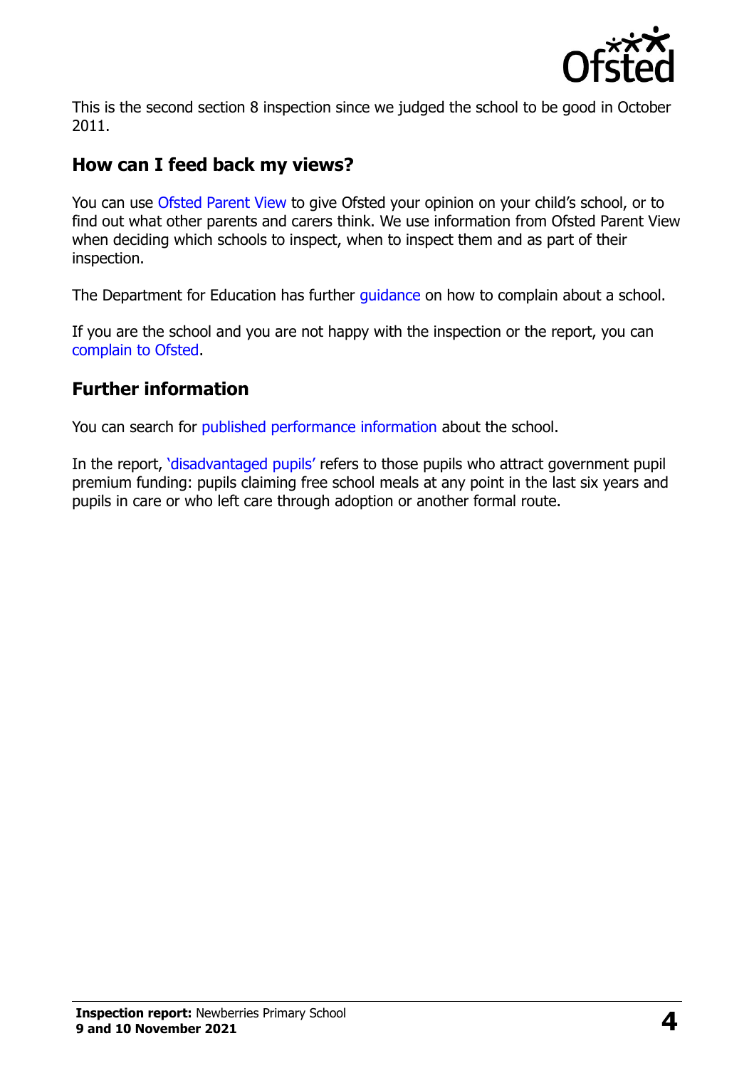This is the second section 8 inspection since we judged the school to be good in October 2011.

## How can I feed back my views?

You can use Ofsted Parent View to give Ofsted your opinion on your child's school, or to find out what other parents and carers think. We use information from Ofsted Parent View when deciding which schools to inspect, when to inspect them and as part of their inspection.

The Department for Education has further guidance on how to complain about a school.

If you are the school and you are not happy with the inspection or the report, you can complain to Ofsted.

## Further information

You can search for published performance information about the school.

In the report, 'disadvantaged pupils' refers to those pupils who attract government pupil premium funding: pupils claiming free school meals at any point in the last six years and pupils in care or who left care through adoption or another formal route.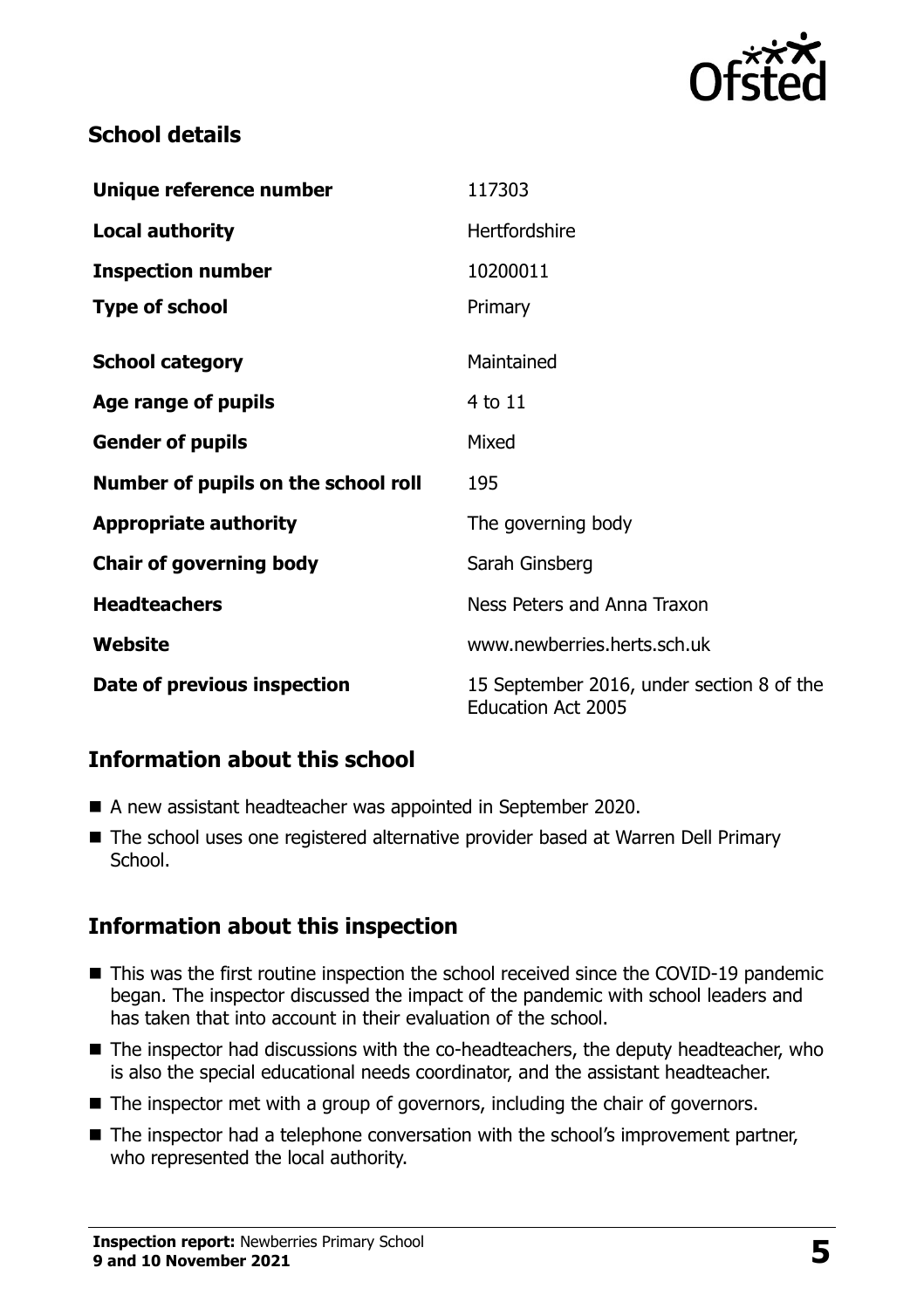## School details

| | |
|---|---|
| **Unique reference number** | 117303 |
| **Local authority** | Hertfordshire |
| **Inspection number** | 10200011 |
| **Type of school** | Primary |
| **School category** | Maintained |
| **Age range of pupils** | 4 to 11 |
| **Gender of pupils** | Mixed |
| **Number of pupils on the school roll** | 195 |
| **Appropriate authority** | The governing body |
| **Chair of governing body** | Sarah Ginsberg |
| **Headteachers** | Ness Peters and Anna Traxon |
| **Website** | www.newberries.herts.sch.uk |
| **Date of previous inspection** | 15 September 2016, under section 8 of the Education Act 2005 |

## Information about this school

- A new assistant headteacher was appointed in September 2020.
- The school uses one registered alternative provider based at Warren Dell Primary School.

## Information about this inspection

- This was the first routine inspection the school received since the COVID-19 pandemic began. The inspector discussed the impact of the pandemic with school leaders and has taken that into account in their evaluation of the school.
- The inspector had discussions with the co-headteachers, the deputy headteacher, who is also the special educational needs coordinator, and the assistant headteacher.
- The inspector met with a group of governors, including the chair of governors.
- The inspector had a telephone conversation with the school's improvement partner, who represented the local authority.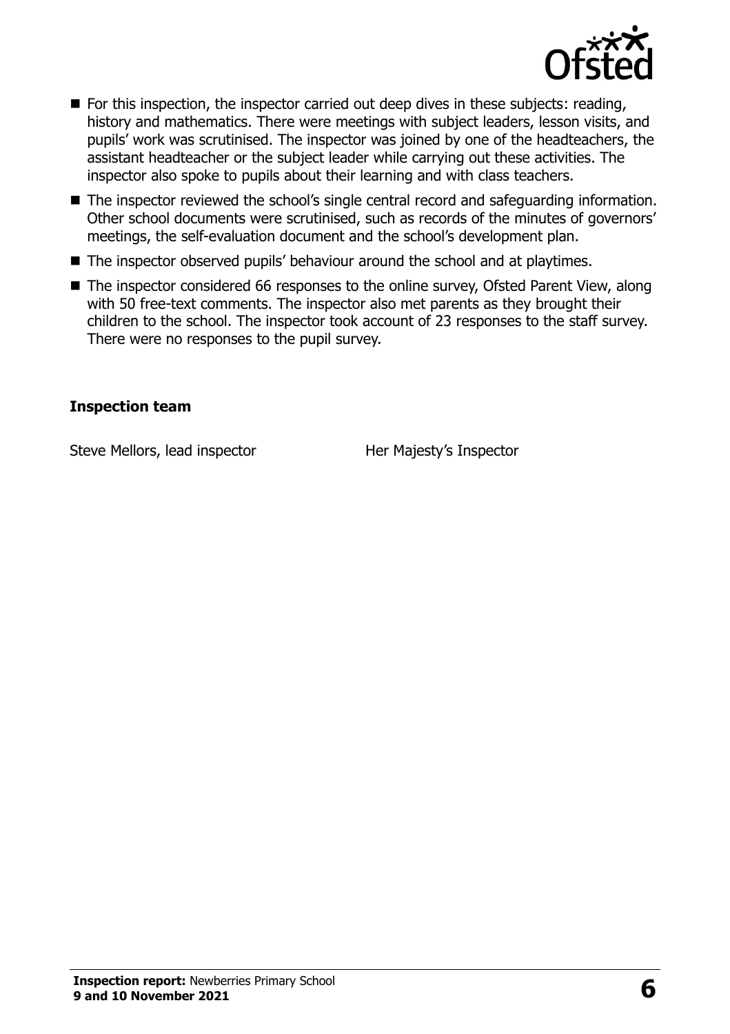- For this inspection, the inspector carried out deep dives in these subjects: reading, history and mathematics. There were meetings with subject leaders, lesson visits, and pupils' work was scrutinised. The inspector was joined by one of the headteachers, the assistant headteacher or the subject leader while carrying out these activities. The inspector also spoke to pupils about their learning and with class teachers.
- The inspector reviewed the school's single central record and safeguarding information. Other school documents were scrutinised, such as records of the minutes of governors' meetings, the self-evaluation document and the school's development plan.
- The inspector observed pupils' behaviour around the school and at playtimes.
- The inspector considered 66 responses to the online survey, Ofsted Parent View, along with 50 free-text comments. The inspector also met parents as they brought their children to the school. The inspector took account of 23 responses to the staff survey. There were no responses to the pupil survey.

### Inspection team

| | |
|---|---|
| Steve Mellors, lead inspector | Her Majesty's Inspector |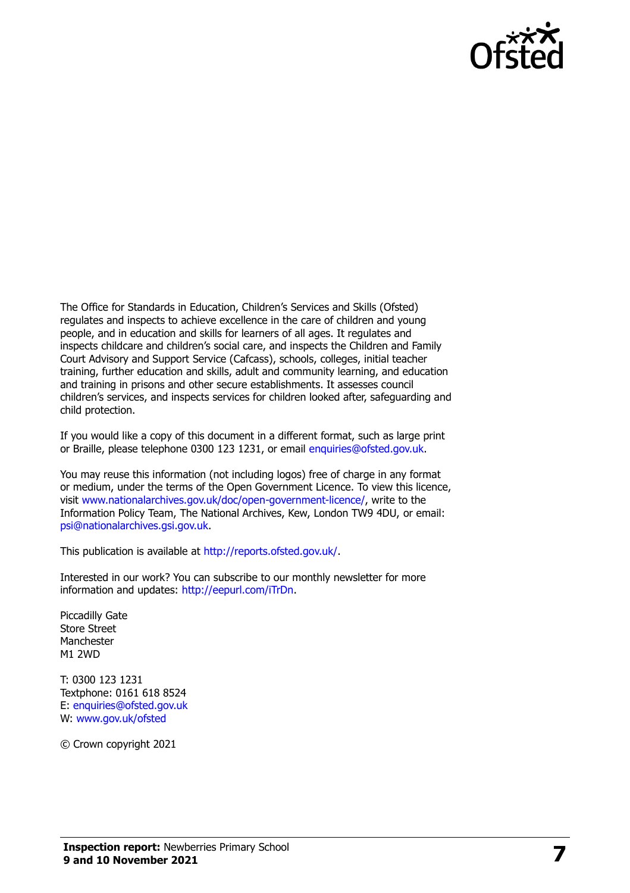The Office for Standards in Education, Children's Services and Skills (Ofsted) regulates and inspects to achieve excellence in the care of children and young people, and in education and skills for learners of all ages. It regulates and inspects childcare and children's social care, and inspects the Children and Family Court Advisory and Support Service (Cafcass), schools, colleges, initial teacher training, further education and skills, adult and community learning, and education and training in prisons and other secure establishments. It assesses council children's services, and inspects services for children looked after, safeguarding and child protection.

If you would like a copy of this document in a different format, such as large print or Braille, please telephone 0300 123 1231, or email enquiries@ofsted.gov.uk.

You may reuse this information (not including logos) free of charge in any format or medium, under the terms of the Open Government Licence. To view this licence, visit www.nationalarchives.gov.uk/doc/open-government-licence/, write to the Information Policy Team, The National Archives, Kew, London TW9 4DU, or email: psi@nationalarchives.gsi.gov.uk.

This publication is available at http://reports.ofsted.gov.uk/.

Interested in our work? You can subscribe to our monthly newsletter for more information and updates: http://eepurl.com/iTrDn.

Piccadilly Gate
Store Street
Manchester
M1 2WD

T: 0300 123 1231
Textphone: 0161 618 8524
E: enquiries@ofsted.gov.uk
W: www.gov.uk/ofsted

© Crown copyright 2021